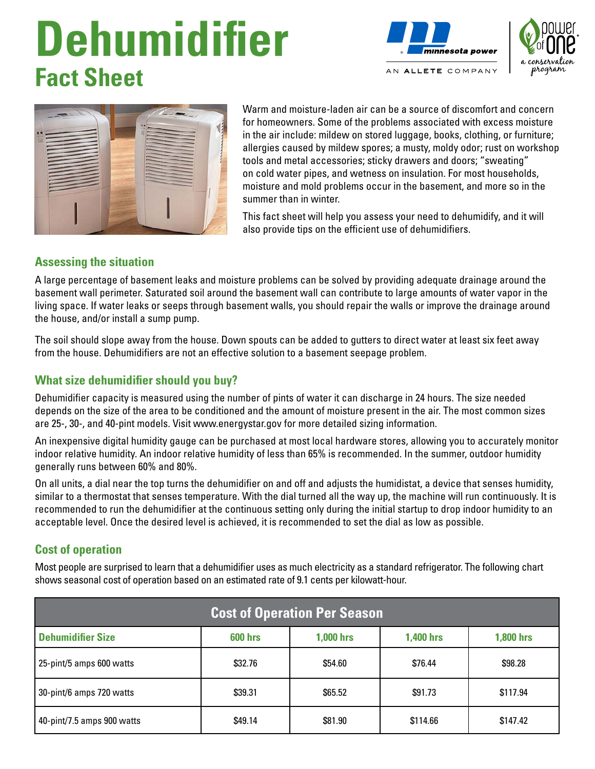# Dehumidifier

## Fact Sheet

Warm and moisture-laden air can be a source of discomfort and concern for homeowners. Some of the problems associated with excess moisture in the air include: mildew on stored luggage, books, clothing, or furniture; allergies caused by mildew spores; a musty, moldy odor; rust on workshop tools and metal accessories; sticky drawers and doors; "sweating" on cold water pipes, and wetness on insulation. For most households, moisture and mold problems occur in the basement, and more so in the summer than in winter.

This fact sheet will help you assess your need to dehumidify, and it will also provide tips on the efficient use of dehumidifiers.

### Assessing the situation

A large percentage of basement leaks and moisture problems can be solved by providing adequate drainage around the basement wall perimeter. Saturated soil around the basement wall can contribute to large amounts of water vapor in the living space. If water leaks or seeps through basement walls, you should repair the walls or improve the drainage around the house, and/or install a sump pump.

The soil should slope away from the house. Down spouts can be added to gutters to direct water at least six feet away from the house. Dehumidifiers are not an effective solution to a basement seepage problem.

### What size dehumidifier should you buy?

Dehumidifier capacity is measured using the number of pints of water it can discharge in 24 hours. The size needed depends on the size of the area to be conditioned and the amount of moisture present in the air. The most common sizes are 25-, 30-, and 40-pint models. Visit www.energystar.gov for more detailed sizing information.

An inexpensive digital humidity gauge can be purchased at most local hardware stores, allowing you to accurately monitor indoor relative humidity. An indoor relative humidity of less than 65% is recommended. In the summer, outdoor humidity generally runs between 60% and 80%.

On all units, a dial near the top turns the dehumidifier on and off and adjusts the humidistat, a device that senses humidity, similar to a thermostat that senses temperature. With the dial turned all the way up, the machine will run continuously. It is recommended to run the dehumidifier at the continuous setting only during the initial startup to drop indoor humidity to an acceptable level. Once the desired level is achieved, it is recommended to set the dial as low as possible.

### Cost of operation

Most people are surprised to learn that a dehumidifier uses as much electricity as a standard refrigerator. The following chart shows seasonal cost of operation based on an estimated rate of 9.1 cents per kilowatt-hour.

**Cost of Operation Per Season**

| Dehumidifier Size | 600 hrs | 1,000 hrs | 1,400 hrs | 1,800 hrs |
|---|---|---|---|---|
| 25-pint/5 amps 600 watts | $32.76 | $54.60 | $76.44 | $98.28 |
| 30-pint/6 amps 720 watts | $39.31 | $65.52 | $91.73 | $117.94 |
| 40-pint/7.5 amps 900 watts | $49.14 | $81.90 | $114.66 | $147.42 |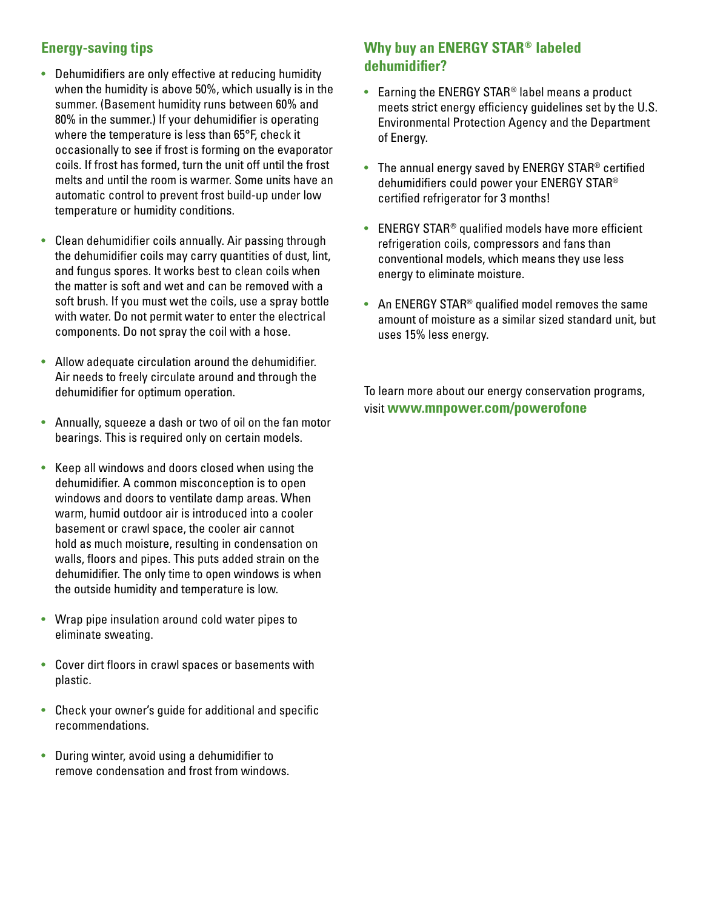## Energy-saving tips

- Dehumidifiers are only effective at reducing humidity when the humidity is above 50%, which usually is in the summer. (Basement humidity runs between 60% and 80% in the summer.) If your dehumidifier is operating where the temperature is less than 65°F, check it occasionally to see if frost is forming on the evaporator coils. If frost has formed, turn the unit off until the frost melts and until the room is warmer. Some units have an automatic control to prevent frost build-up under low temperature or humidity conditions.
- Clean dehumidifier coils annually. Air passing through the dehumidifier coils may carry quantities of dust, lint, and fungus spores. It works best to clean coils when the matter is soft and wet and can be removed with a soft brush. If you must wet the coils, use a spray bottle with water. Do not permit water to enter the electrical components. Do not spray the coil with a hose.
- Allow adequate circulation around the dehumidifier. Air needs to freely circulate around and through the dehumidifier for optimum operation.
- Annually, squeeze a dash or two of oil on the fan motor bearings. This is required only on certain models.
- Keep all windows and doors closed when using the dehumidifier. A common misconception is to open windows and doors to ventilate damp areas. When warm, humid outdoor air is introduced into a cooler basement or crawl space, the cooler air cannot hold as much moisture, resulting in condensation on walls, floors and pipes. This puts added strain on the dehumidifier. The only time to open windows is when the outside humidity and temperature is low.
- Wrap pipe insulation around cold water pipes to eliminate sweating.
- Cover dirt floors in crawl spaces or basements with plastic.
- Check your owner's guide for additional and specific recommendations.
- During winter, avoid using a dehumidifier to remove condensation and frost from windows.

## Why buy an ENERGY STAR® labeled dehumidifier?

- Earning the ENERGY STAR® label means a product meets strict energy efficiency guidelines set by the U.S. Environmental Protection Agency and the Department of Energy.
- The annual energy saved by ENERGY STAR® certified dehumidifiers could power your ENERGY STAR® certified refrigerator for 3 months!
- ENERGY STAR® qualified models have more efficient refrigeration coils, compressors and fans than conventional models, which means they use less energy to eliminate moisture.
- An ENERGY STAR® qualified model removes the same amount of moisture as a similar sized standard unit, but uses 15% less energy.

To learn more about our energy conservation programs, visit **www.mnpower.com/powerofone**